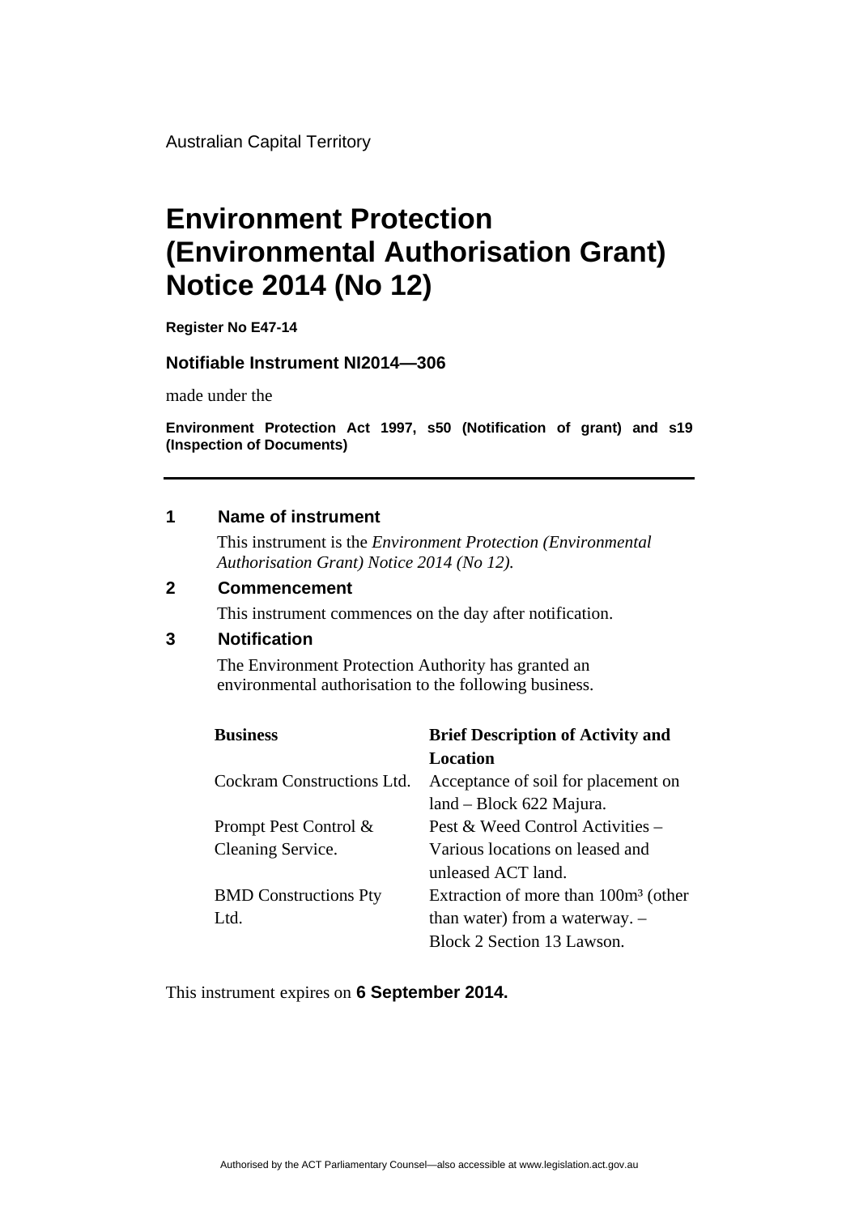Australian Capital Territory

# Environment Protection (Environmental Authorisation Grant) Notice 2014 (No 12)

**Register No E47-14**

**Notifiable Instrument NI2014—306**

made under the

**Environment Protection Act 1997, s50 (Notification of grant) and s19 (Inspection of Documents)**

---

## 1 Name of instrument

This instrument is the *Environment Protection (Environmental Authorisation Grant) Notice 2014 (No 12).*

## 2 Commencement

This instrument commences on the day after notification.

## 3 Notification

The Environment Protection Authority has granted an environmental authorisation to the following business.

| Business | Brief Description of Activity and Location |
|---|---|
| Cockram Constructions Ltd. | Acceptance of soil for placement on land – Block 622 Majura. |
| Prompt Pest Control & Cleaning Service. | Pest & Weed Control Activities – Various locations on leased and unleased ACT land. |
| BMD Constructions Pty Ltd. | Extraction of more than $100m^3$ (other than water) from a waterway. – Block 2 Section 13 Lawson. |

This instrument expires on **6 September 2014.**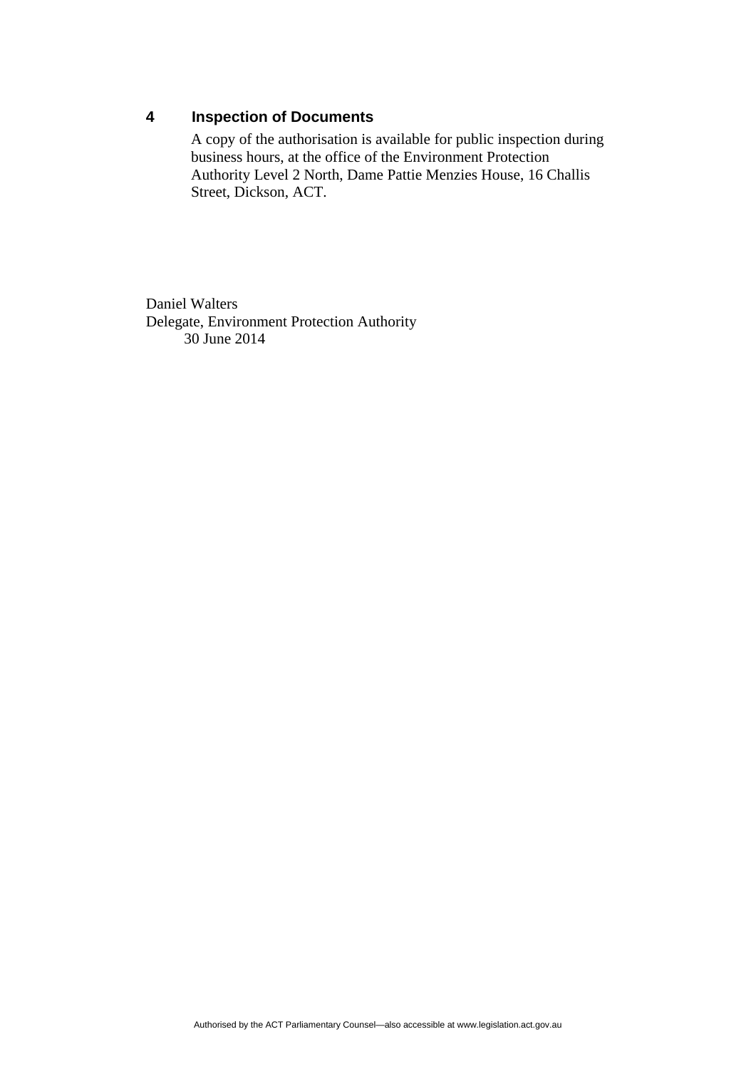## 4 Inspection of Documents

A copy of the authorisation is available for public inspection during business hours, at the office of the Environment Protection Authority Level 2 North, Dame Pattie Menzies House, 16 Challis Street, Dickson, ACT.

Daniel Walters
Delegate, Environment Protection Authority
30 June 2014